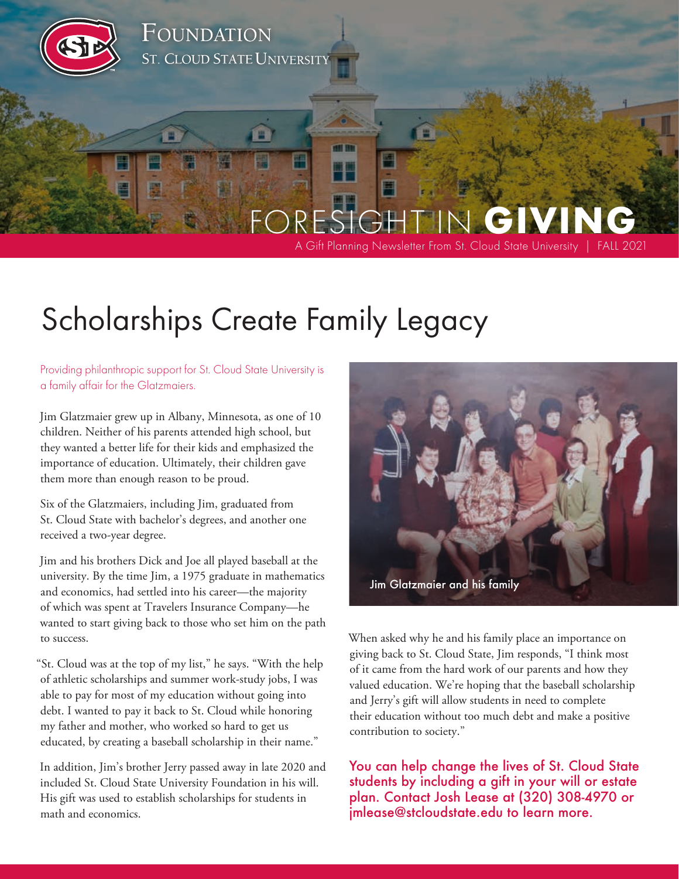Foundation
St. Cloud State University

# Foresight in **Giving**

A Gift Planning Newsletter From St. Cloud State University | FALL 2021

# Scholarships Create Family Legacy

Providing philanthropic support for St. Cloud State University is a family affair for the Glatzmaiers.

Jim Glatzmaier grew up in Albany, Minnesota, as one of 10 children. Neither of his parents attended high school, but they wanted a better life for their kids and emphasized the importance of education. Ultimately, their children gave them more than enough reason to be proud.

Six of the Glatzmaiers, including Jim, graduated from St. Cloud State with bachelor's degrees, and another one received a two-year degree.

Jim and his brothers Dick and Joe all played baseball at the university. By the time Jim, a 1975 graduate in mathematics and economics, had settled into his career—the majority of which was spent at Travelers Insurance Company—he wanted to start giving back to those who set him on the path to success.

"St. Cloud was at the top of my list," he says. "With the help of athletic scholarships and summer work-study jobs, I was able to pay for most of my education without going into debt. I wanted to pay it back to St. Cloud while honoring my father and mother, who worked so hard to get us educated, by creating a baseball scholarship in their name."

In addition, Jim's brother Jerry passed away in late 2020 and included St. Cloud State University Foundation in his will. His gift was used to establish scholarships for students in math and economics.

Jim Glatzmaier and his family

When asked why he and his family place an importance on giving back to St. Cloud State, Jim responds, "I think most of it came from the hard work of our parents and how they valued education. We're hoping that the baseball scholarship and Jerry's gift will allow students in need to complete their education without too much debt and make a positive contribution to society."

You can help change the lives of St. Cloud State students by including a gift in your will or estate plan. Contact Josh Lease at (320) 308-4970 or jmlease@stcloudstate.edu to learn more.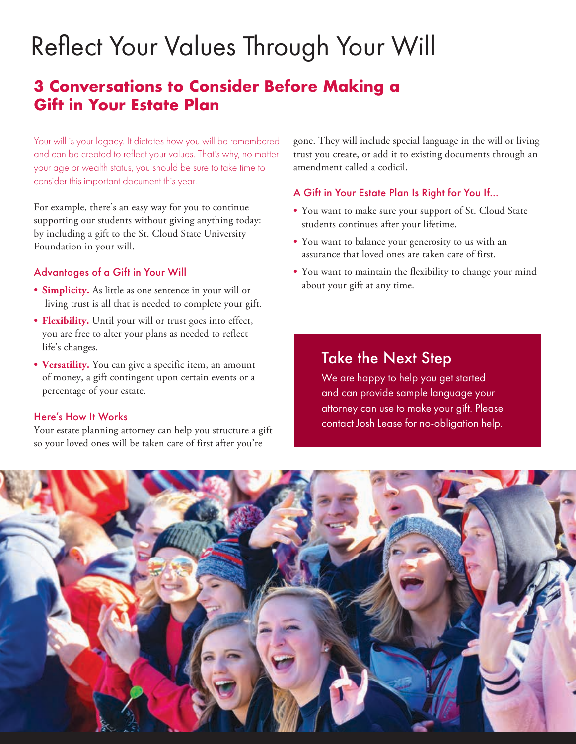# Reflect Your Values Through Your Will

## 3 Conversations to Consider Before Making a Gift in Your Estate Plan

Your will is your legacy. It dictates how you will be remembered and can be created to reflect your values. That's why, no matter your age or wealth status, you should be sure to take time to consider this important document this year.

For example, there's an easy way for you to continue supporting our students without giving anything today: by including a gift to the St. Cloud State University Foundation in your will.

### Advantages of a Gift in Your Will

- **Simplicity.** As little as one sentence in your will or living trust is all that is needed to complete your gift.
- **Flexibility.** Until your will or trust goes into effect, you are free to alter your plans as needed to reflect life's changes.
- **Versatility.** You can give a specific item, an amount of money, a gift contingent upon certain events or a percentage of your estate.

### Here's How It Works

Your estate planning attorney can help you structure a gift so your loved ones will be taken care of first after you're gone. They will include special language in the will or living trust you create, or add it to existing documents through an amendment called a codicil.

### A Gift in Your Estate Plan Is Right for You If...

- You want to make sure your support of St. Cloud State students continues after your lifetime.
- You want to balance your generosity to us with an assurance that loved ones are taken care of first.
- You want to maintain the flexibility to change your mind about your gift at any time.

## Take the Next Step

We are happy to help you get started and can provide sample language your attorney can use to make your gift. Please contact Josh Lease for no-obligation help.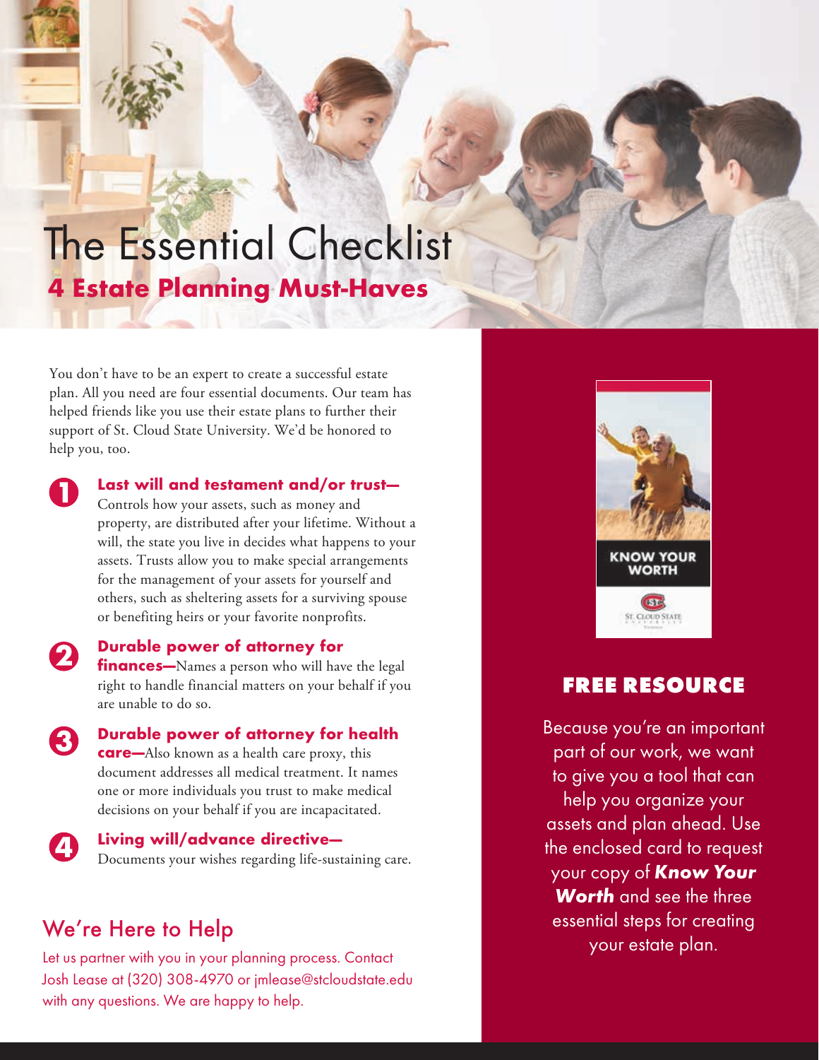# The Essential Checklist

## 4 Estate Planning Must-Haves

You don't have to be an expert to create a successful estate plan. All you need are four essential documents. Our team has helped friends like you use their estate plans to further their support of St. Cloud State University. We'd be honored to help you, too.

1. **Last will and testament and/or trust—** Controls how your assets, such as money and property, are distributed after your lifetime. Without a will, the state you live in decides what happens to your assets. Trusts allow you to make special arrangements for the management of your assets for yourself and others, such as sheltering assets for a surviving spouse or benefiting heirs or your favorite nonprofits.

2. **Durable power of attorney for finances—** Names a person who will have the legal right to handle financial matters on your behalf if you are unable to do so.

3. **Durable power of attorney for health care—** Also known as a health care proxy, this document addresses all medical treatment. It names one or more individuals you trust to make medical decisions on your behalf if you are incapacitated.

4. **Living will/advance directive—** Documents your wishes regarding life-sustaining care.

## We're Here to Help

Let us partner with you in your planning process. Contact Josh Lease at (320) 308-4970 or jmlease@stcloudstate.edu with any questions. We are happy to help.

KNOW YOUR WORTH

ST. CLOUD STATE

## FREE RESOURCE

Because you're an important part of our work, we want to give you a tool that can help you organize your assets and plan ahead. Use the enclosed card to request your copy of ***Know Your Worth*** and see the three essential steps for creating your estate plan.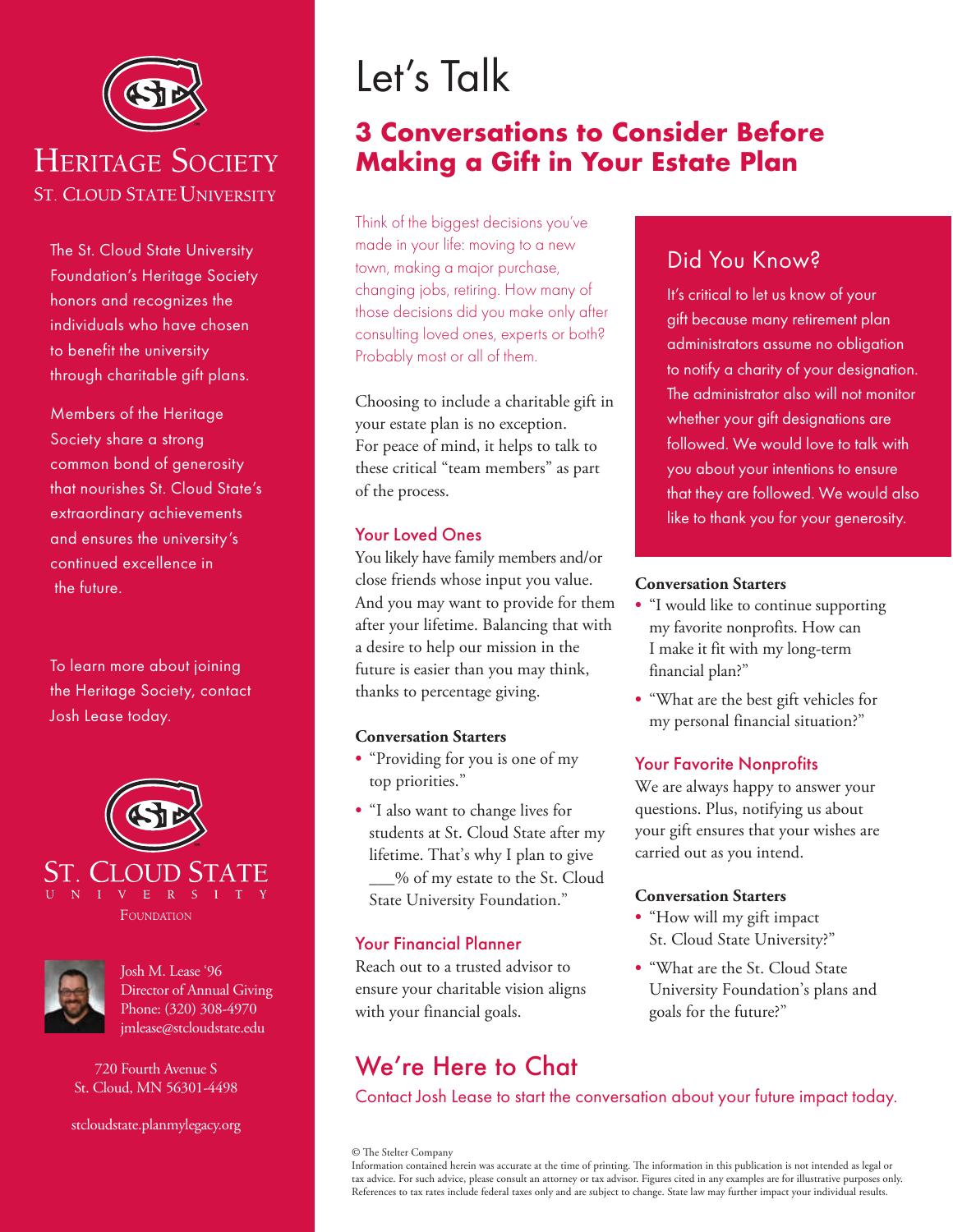# Let's Talk

## 3 Conversations to Consider Before Making a Gift in Your Estate Plan

Think of the biggest decisions you've made in your life: moving to a new town, making a major purchase, changing jobs, retiring. How many of those decisions did you make only after consulting loved ones, experts or both? Probably most or all of them.

Choosing to include a charitable gift in your estate plan is no exception. For peace of mind, it helps to talk to these critical "team members" as part of the process.

### Your Loved Ones

You likely have family members and/or close friends whose input you value. And you may want to provide for them after your lifetime. Balancing that with a desire to help our mission in the future is easier than you may think, thanks to percentage giving.

**Conversation Starters**

- "Providing for you is one of my top priorities."
- "I also want to change lives for students at St. Cloud State after my lifetime. That's why I plan to give ___% of my estate to the St. Cloud State University Foundation."

### Your Financial Planner

Reach out to a trusted advisor to ensure your charitable vision aligns with your financial goals.

**Conversation Starters**

- "I would like to continue supporting my favorite nonprofits. How can I make it fit with my long-term financial plan?"
- "What are the best gift vehicles for my personal financial situation?"

### Your Favorite Nonprofits

We are always happy to answer your questions. Plus, notifying us about your gift ensures that your wishes are carried out as you intend.

**Conversation Starters**

- "How will my gift impact St. Cloud State University?"
- "What are the St. Cloud State University Foundation's plans and goals for the future?"

### Did You Know?

It's critical to let us know of your gift because many retirement plan administrators assume no obligation to notify a charity of your designation. The administrator also will not monitor whether your gift designations are followed. We would love to talk with you about your intentions to ensure that they are followed. We would also like to thank you for your generosity.

## We're Here to Chat

Contact Josh Lease to start the conversation about your future impact today.

---

HERITAGE SOCIETY
ST. CLOUD STATE UNIVERSITY

The St. Cloud State University Foundation's Heritage Society honors and recognizes the individuals who have chosen to benefit the university through charitable gift plans.

Members of the Heritage Society share a strong common bond of generosity that nourishes St. Cloud State's extraordinary achievements and ensures the university's continued excellence in the future.

To learn more about joining the Heritage Society, contact Josh Lease today.

ST. CLOUD STATE UNIVERSITY FOUNDATION

Josh M. Lease '96
Director of Annual Giving
Phone: (320) 308-4970
jmlease@stcloudstate.edu

720 Fourth Avenue S
St. Cloud, MN 56301-4498

stcloudstate.planmylegacy.org

---

© The Stelter Company
Information contained herein was accurate at the time of printing. The information in this publication is not intended as legal or tax advice. For such advice, please consult an attorney or tax advisor. Figures cited in any examples are for illustrative purposes only. References to tax rates include federal taxes only and are subject to change. State law may further impact your individual results.